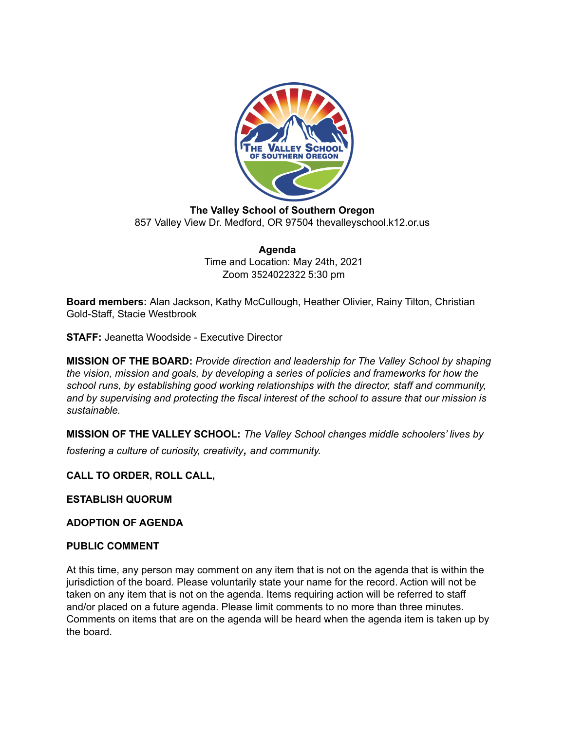**The Valley School of Southern Oregon**
857 Valley View Dr. Medford, OR 97504 thevalleyschool.k12.or.us

**Agenda**
Time and Location: May 24th, 2021
Zoom 3524022322 5:30 pm

**Board members:** Alan Jackson, Kathy McCullough, Heather Olivier, Rainy Tilton, Christian Gold-Staff, Stacie Westbrook

**STAFF:** Jeanetta Woodside - Executive Director

**MISSION OF THE BOARD:** *Provide direction and leadership for The Valley School by shaping the vision, mission and goals, by developing a series of policies and frameworks for how the school runs, by establishing good working relationships with the director, staff and community, and by supervising and protecting the fiscal interest of the school to assure that our mission is sustainable.*

**MISSION OF THE VALLEY SCHOOL:** *The Valley School changes middle schoolers' lives by fostering a culture of curiosity, creativity, and community.*

**CALL TO ORDER, ROLL CALL,**

**ESTABLISH QUORUM**

**ADOPTION OF AGENDA**

**PUBLIC COMMENT**

At this time, any person may comment on any item that is not on the agenda that is within the jurisdiction of the board. Please voluntarily state your name for the record. Action will not be taken on any item that is not on the agenda. Items requiring action will be referred to staff and/or placed on a future agenda. Please limit comments to no more than three minutes. Comments on items that are on the agenda will be heard when the agenda item is taken up by the board.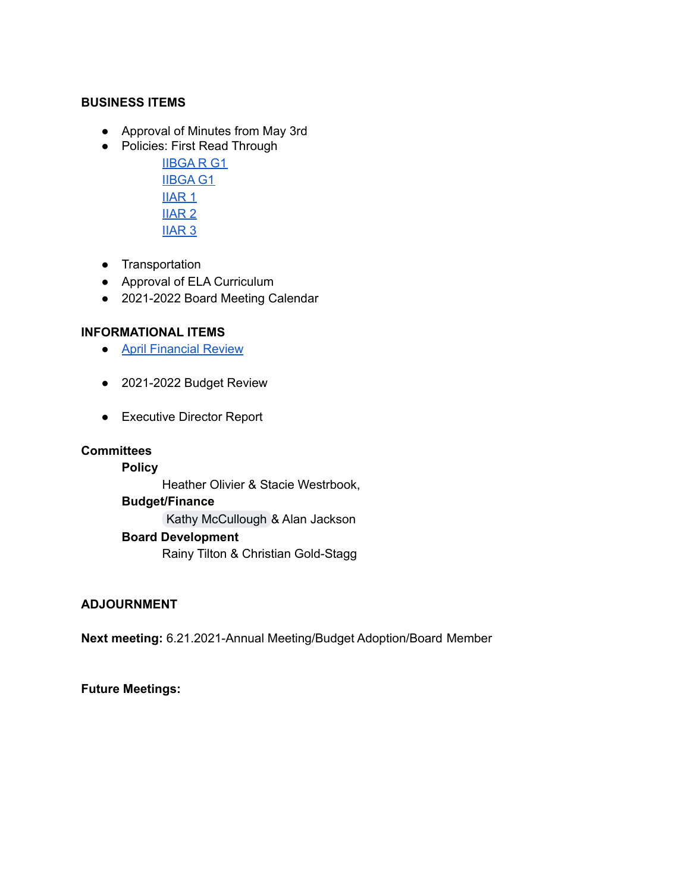**BUSINESS ITEMS**

- Approval of Minutes from May 3rd
- Policies: First Read Through
  - IIBGA R G1
  - IIBGA G1
  - IIAR 1
  - IIAR 2
  - IIAR 3
- Transportation
- Approval of ELA Curriculum
- 2021-2022 Board Meeting Calendar

**INFORMATIONAL ITEMS**

- April Financial Review
- 2021-2022 Budget Review
- Executive Director Report

**Committees**

**Policy**

Heather Olivier & Stacie Westrbook,

**Budget/Finance**

Kathy McCullough & Alan Jackson

**Board Development**

Rainy Tilton & Christian Gold-Stagg

**ADJOURNMENT**

**Next meeting:** 6.21.2021-Annual Meeting/Budget Adoption/Board Member

**Future Meetings:**